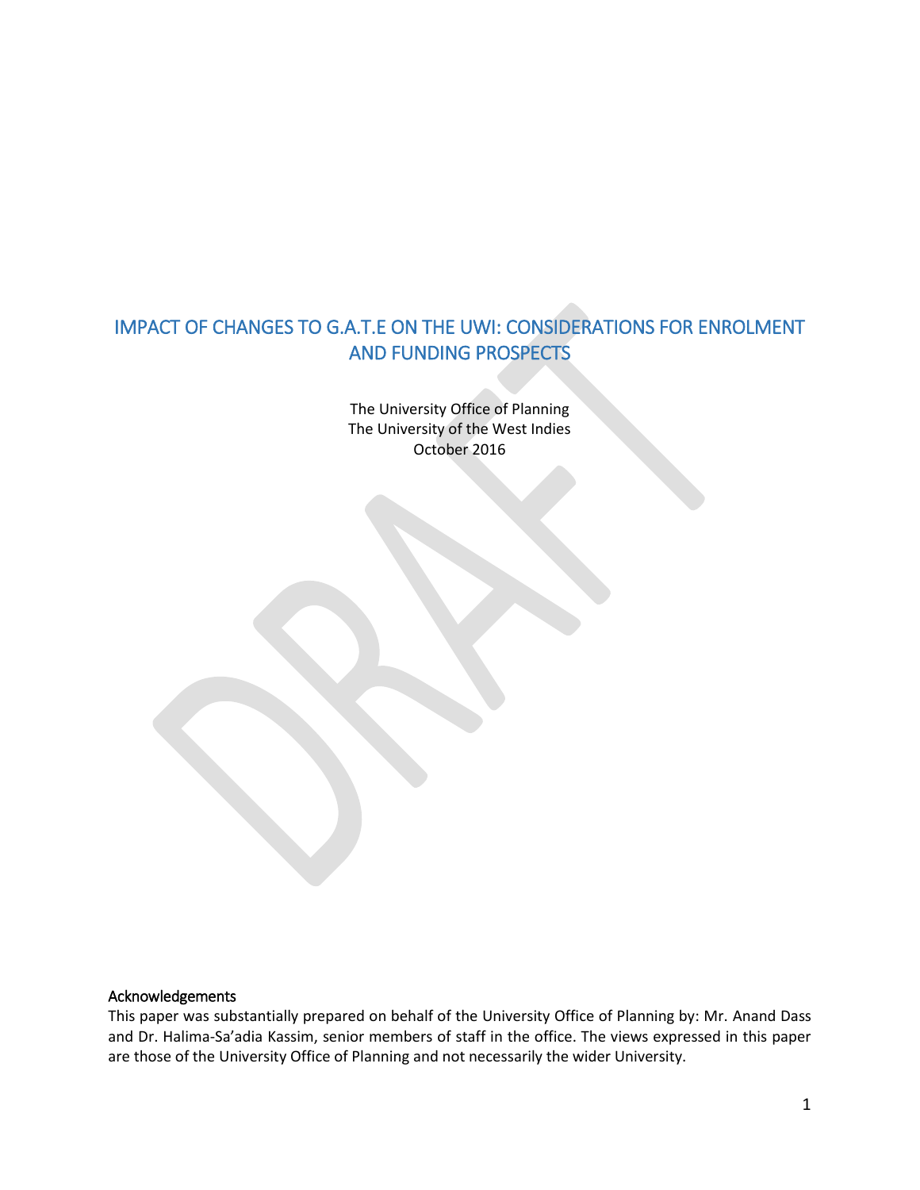# IMPACT OF CHANGES TO G.A.T.E ON THE UWI: CONSIDERATIONS FOR ENROLMENT AND FUNDING PROSPECTS

The University Office of Planning
The University of the West Indies
October 2016

### Acknowledgements

This paper was substantially prepared on behalf of the University Office of Planning by: Mr. Anand Dass and Dr. Halima-Sa'adia Kassim, senior members of staff in the office. The views expressed in this paper are those of the University Office of Planning and not necessarily the wider University.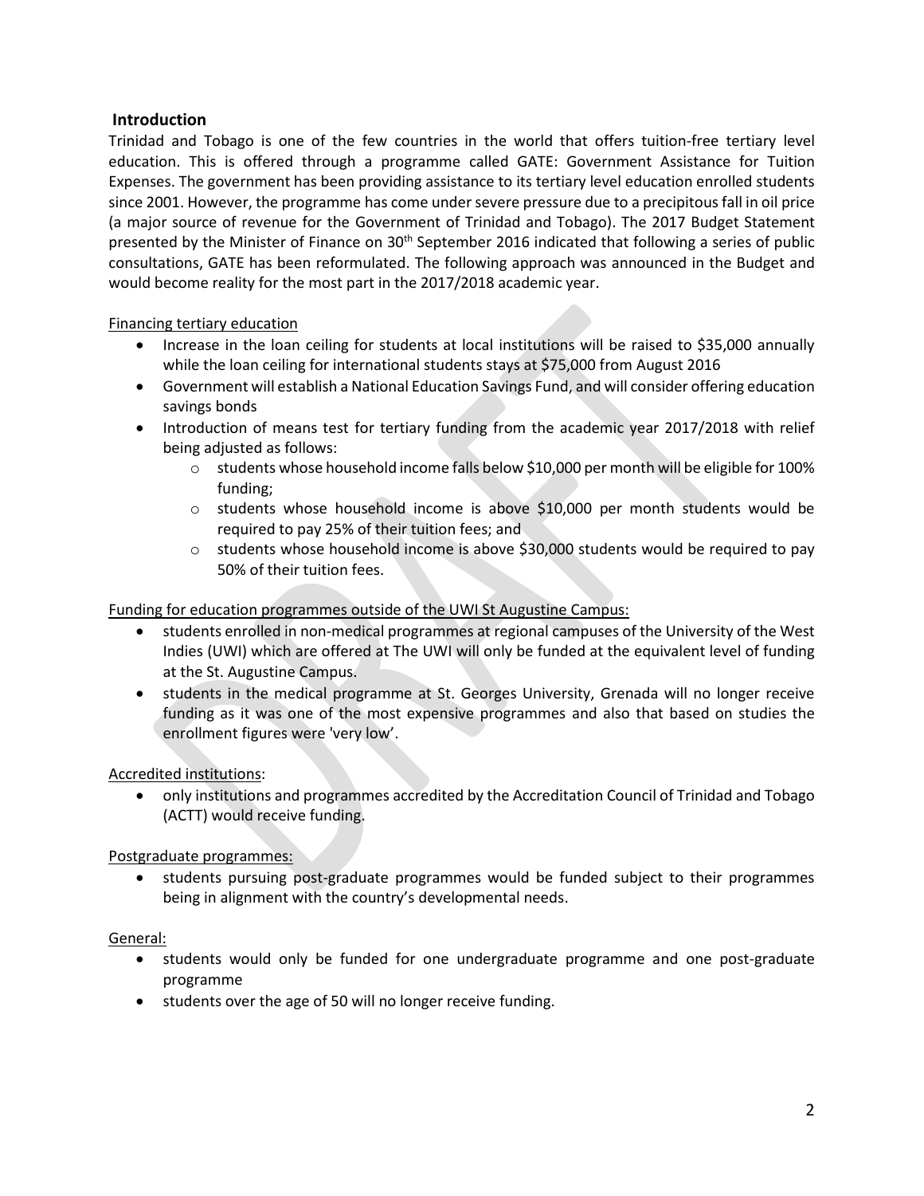## Introduction

Trinidad and Tobago is one of the few countries in the world that offers tuition-free tertiary level education. This is offered through a programme called GATE: Government Assistance for Tuition Expenses. The government has been providing assistance to its tertiary level education enrolled students since 2001. However, the programme has come under severe pressure due to a precipitous fall in oil price (a major source of revenue for the Government of Trinidad and Tobago). The 2017 Budget Statement presented by the Minister of Finance on 30th September 2016 indicated that following a series of public consultations, GATE has been reformulated. The following approach was announced in the Budget and would become reality for the most part in the 2017/2018 academic year.

<u>Financing tertiary education</u>

- Increase in the loan ceiling for students at local institutions will be raised to $35,000 annually while the loan ceiling for international students stays at $75,000 from August 2016
- Government will establish a National Education Savings Fund, and will consider offering education savings bonds
- Introduction of means test for tertiary funding from the academic year 2017/2018 with relief being adjusted as follows:
    - students whose household income falls below $10,000 per month will be eligible for 100% funding;
    - students whose household income is above $10,000 per month students would be required to pay 25% of their tuition fees; and
    - students whose household income is above $30,000 students would be required to pay 50% of their tuition fees.

<u>Funding for education programmes outside of the UWI St Augustine Campus:</u>

- students enrolled in non-medical programmes at regional campuses of the University of the West Indies (UWI) which are offered at The UWI will only be funded at the equivalent level of funding at the St. Augustine Campus.
- students in the medical programme at St. Georges University, Grenada will no longer receive funding as it was one of the most expensive programmes and also that based on studies the enrollment figures were 'very low'.

<u>Accredited institutions</u>:

- only institutions and programmes accredited by the Accreditation Council of Trinidad and Tobago (ACTT) would receive funding.

<u>Postgraduate programmes:</u>

- students pursuing post-graduate programmes would be funded subject to their programmes being in alignment with the country's developmental needs.

<u>General:</u>

- students would only be funded for one undergraduate programme and one post-graduate programme
- students over the age of 50 will no longer receive funding.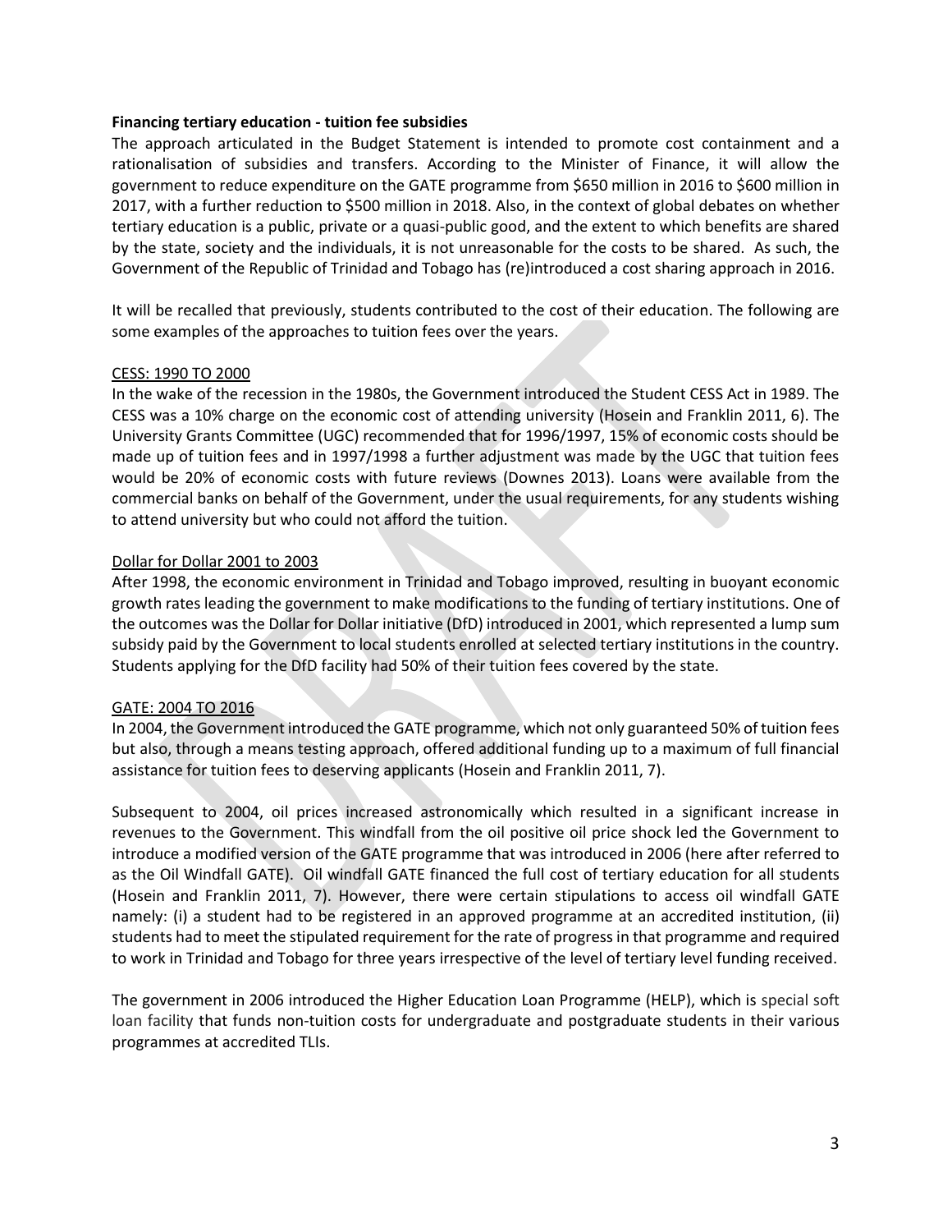**Financing tertiary education - tuition fee subsidies**

The approach articulated in the Budget Statement is intended to promote cost containment and a rationalisation of subsidies and transfers. According to the Minister of Finance, it will allow the government to reduce expenditure on the GATE programme from $650 million in 2016 to $600 million in 2017, with a further reduction to $500 million in 2018. Also, in the context of global debates on whether tertiary education is a public, private or a quasi-public good, and the extent to which benefits are shared by the state, society and the individuals, it is not unreasonable for the costs to be shared. As such, the Government of the Republic of Trinidad and Tobago has (re)introduced a cost sharing approach in 2016.

It will be recalled that previously, students contributed to the cost of their education. The following are some examples of the approaches to tuition fees over the years.

<u>CESS: 1990 TO 2000</u>

In the wake of the recession in the 1980s, the Government introduced the Student CESS Act in 1989. The CESS was a 10% charge on the economic cost of attending university (Hosein and Franklin 2011, 6). The University Grants Committee (UGC) recommended that for 1996/1997, 15% of economic costs should be made up of tuition fees and in 1997/1998 a further adjustment was made by the UGC that tuition fees would be 20% of economic costs with future reviews (Downes 2013). Loans were available from the commercial banks on behalf of the Government, under the usual requirements, for any students wishing to attend university but who could not afford the tuition.

<u>Dollar for Dollar 2001 to 2003</u>

After 1998, the economic environment in Trinidad and Tobago improved, resulting in buoyant economic growth rates leading the government to make modifications to the funding of tertiary institutions. One of the outcomes was the Dollar for Dollar initiative (DfD) introduced in 2001, which represented a lump sum subsidy paid by the Government to local students enrolled at selected tertiary institutions in the country. Students applying for the DfD facility had 50% of their tuition fees covered by the state.

<u>GATE: 2004 TO 2016</u>

In 2004, the Government introduced the GATE programme, which not only guaranteed 50% of tuition fees but also, through a means testing approach, offered additional funding up to a maximum of full financial assistance for tuition fees to deserving applicants (Hosein and Franklin 2011, 7).

Subsequent to 2004, oil prices increased astronomically which resulted in a significant increase in revenues to the Government. This windfall from the oil positive oil price shock led the Government to introduce a modified version of the GATE programme that was introduced in 2006 (here after referred to as the Oil Windfall GATE). Oil windfall GATE financed the full cost of tertiary education for all students (Hosein and Franklin 2011, 7). However, there were certain stipulations to access oil windfall GATE namely: (i) a student had to be registered in an approved programme at an accredited institution, (ii) students had to meet the stipulated requirement for the rate of progress in that programme and required to work in Trinidad and Tobago for three years irrespective of the level of tertiary level funding received.

The government in 2006 introduced the Higher Education Loan Programme (HELP), which is special soft loan facility that funds non-tuition costs for undergraduate and postgraduate students in their various programmes at accredited TLIs.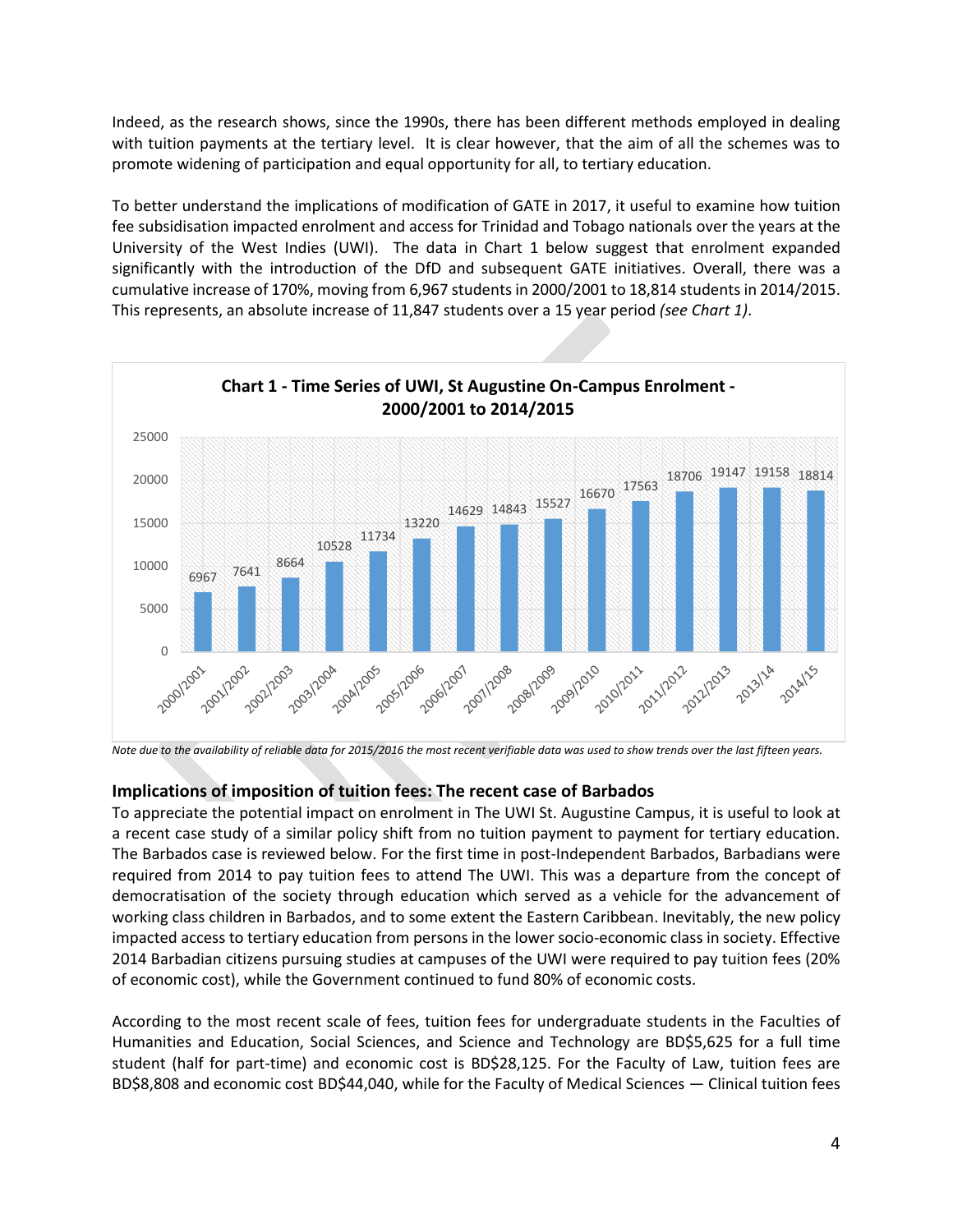Indeed, as the research shows, since the 1990s, there has been different methods employed in dealing with tuition payments at the tertiary level. It is clear however, that the aim of all the schemes was to promote widening of participation and equal opportunity for all, to tertiary education.

To better understand the implications of modification of GATE in 2017, it useful to examine how tuition fee subsidisation impacted enrolment and access for Trinidad and Tobago nationals over the years at the University of the West Indies (UWI). The data in Chart 1 below suggest that enrolment expanded significantly with the introduction of the DfD and subsequent GATE initiatives. Overall, there was a cumulative increase of 170%, moving from 6,967 students in 2000/2001 to 18,814 students in 2014/2015. This represents, an absolute increase of 11,847 students over a 15 year period *(see Chart 1)*.

**Chart 1 - Time Series of UWI, St Augustine On-Campus Enrolment - 2000/2001 to 2014/2015**

| Year | Enrolment |
|---|---|
| 2000/2001 | 6967 |
| 2001/2002 | 7641 |
| 2002/2003 | 8664 |
| 2003/2004 | 10528 |
| 2004/2005 | 11734 |
| 2005/2006 | 13220 |
| 2006/2007 | 14629 |
| 2007/2008 | 14843 |
| 2008/2009 | 15527 |
| 2009/2010 | 16670 |
| 2010/2011 | 17563 |
| 2011/2012 | 18706 |
| 2012/2013 | 19147 |
| 2013/14 | 19158 |
| 2014/15 | 18814 |

*Note due to the availability of reliable data for 2015/2016 the most recent verifiable data was used to show trends over the last fifteen years.*

## Implications of imposition of tuition fees: The recent case of Barbados

To appreciate the potential impact on enrolment in The UWI St. Augustine Campus, it is useful to look at a recent case study of a similar policy shift from no tuition payment to payment for tertiary education. The Barbados case is reviewed below. For the first time in post-Independent Barbados, Barbadians were required from 2014 to pay tuition fees to attend The UWI. This was a departure from the concept of democratisation of the society through education which served as a vehicle for the advancement of working class children in Barbados, and to some extent the Eastern Caribbean. Inevitably, the new policy impacted access to tertiary education from persons in the lower socio-economic class in society. Effective 2014 Barbadian citizens pursuing studies at campuses of the UWI were required to pay tuition fees (20% of economic cost), while the Government continued to fund 80% of economic costs.

According to the most recent scale of fees, tuition fees for undergraduate students in the Faculties of Humanities and Education, Social Sciences, and Science and Technology are BD$5,625 for a full time student (half for part-time) and economic cost is BD$28,125. For the Faculty of Law, tuition fees are BD$8,808 and economic cost BD$44,040, while for the Faculty of Medical Sciences — Clinical tuition fees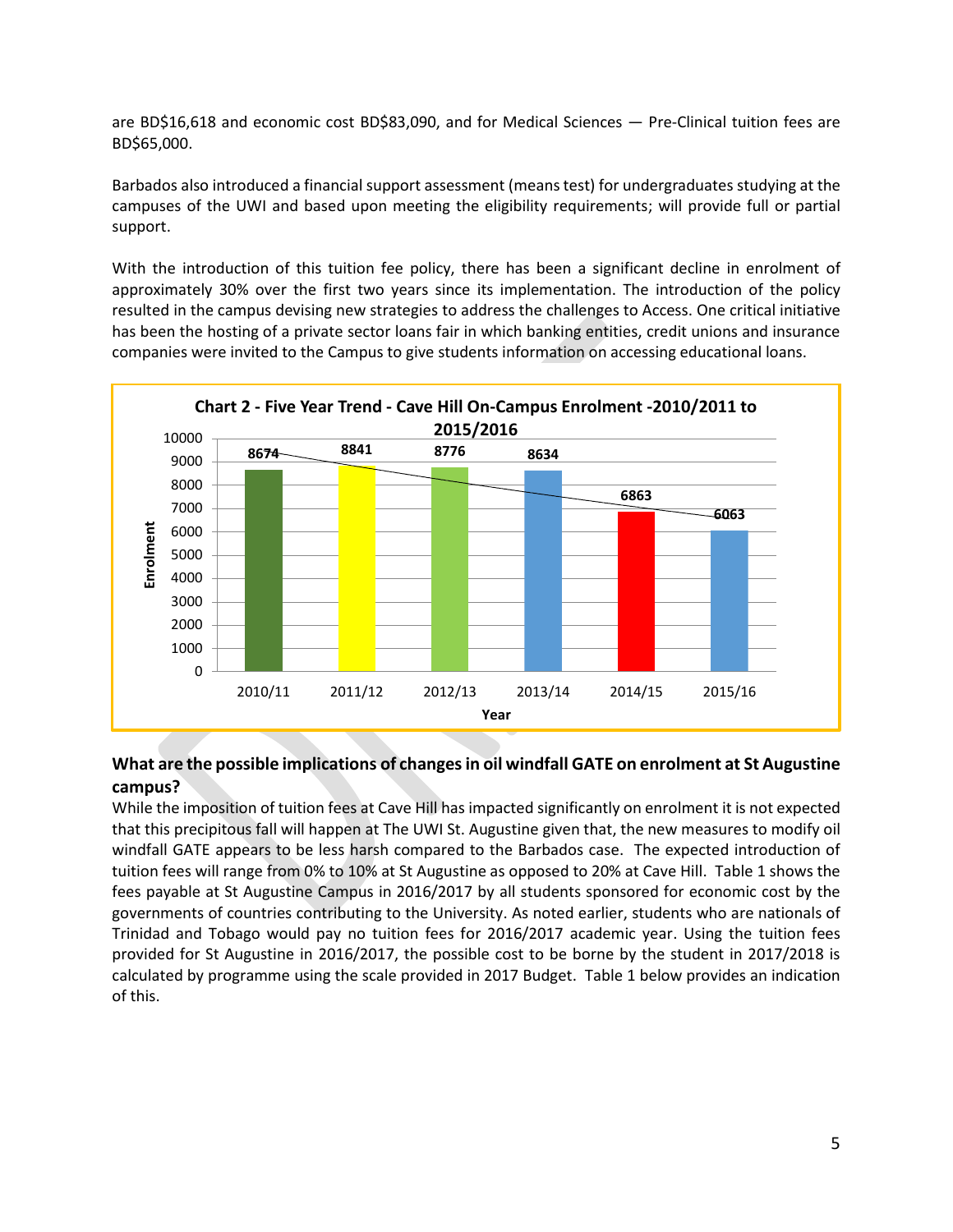are BD$16,618 and economic cost BD$83,090, and for Medical Sciences — Pre-Clinical tuition fees are BD$65,000.

Barbados also introduced a financial support assessment (means test) for undergraduates studying at the campuses of the UWI and based upon meeting the eligibility requirements; will provide full or partial support.

With the introduction of this tuition fee policy, there has been a significant decline in enrolment of approximately 30% over the first two years since its implementation. The introduction of the policy resulted in the campus devising new strategies to address the challenges to Access. One critical initiative has been the hosting of a private sector loans fair in which banking entities, credit unions and insurance companies were invited to the Campus to give students information on accessing educational loans.

**Chart 2 - Five Year Trend - Cave Hill On-Campus Enrolment -2010/2011 to 2015/2016**

| Year | Enrolment |
|---|---|
| 2010/11 | 8674 |
| 2011/12 | 8841 |
| 2012/13 | 8776 |
| 2013/14 | 8634 |
| 2014/15 | 6863 |
| 2015/16 | 6063 |

### What are the possible implications of changes in oil windfall GATE on enrolment at St Augustine campus?

While the imposition of tuition fees at Cave Hill has impacted significantly on enrolment it is not expected that this precipitous fall will happen at The UWI St. Augustine given that, the new measures to modify oil windfall GATE appears to be less harsh compared to the Barbados case. The expected introduction of tuition fees will range from 0% to 10% at St Augustine as opposed to 20% at Cave Hill. Table 1 shows the fees payable at St Augustine Campus in 2016/2017 by all students sponsored for economic cost by the governments of countries contributing to the University. As noted earlier, students who are nationals of Trinidad and Tobago would pay no tuition fees for 2016/2017 academic year. Using the tuition fees provided for St Augustine in 2016/2017, the possible cost to be borne by the student in 2017/2018 is calculated by programme using the scale provided in 2017 Budget. Table 1 below provides an indication of this.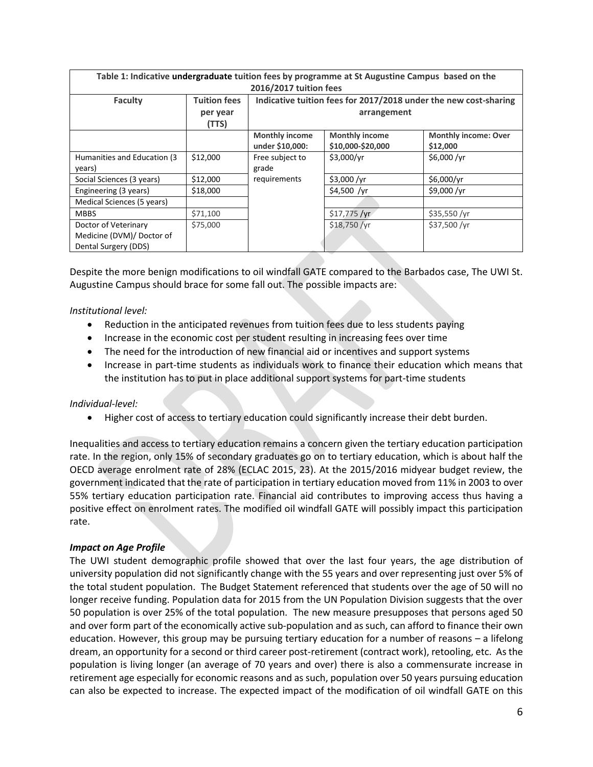| Table 1: Indicative **undergraduate** tuition fees by programme at St Augustine Campus based on the 2016/2017 tuition fees | | | | |
|---|---|---|---|---|
| **Faculty** | **Tuition fees per year (TTS)** | **Indicative tuition fees for 2017/2018 under the new cost-sharing arrangement** | | |
| | | **Monthly income under $10,000:** | **Monthly income $10,000-$20,000** | **Monthly income: Over $12,000** |
| Humanities and Education (3 years) | $12,000 | Free subject to grade requirements | $3,000/yr | $6,000 /yr |
| Social Sciences (3 years) | $12,000 | | $3,000 /yr | $6,000/yr |
| Engineering (3 years) | $18,000 | | $4,500 /yr | $9,000 /yr |
| Medical Sciences (5 years) | | | | |
| MBBS | $71,100 | | $17,775 /yr | $35,550 /yr |
| Doctor of Veterinary Medicine (DVM)/ Doctor of Dental Surgery (DDS) | $75,000 | | $18,750 /yr | $37,500 /yr |

Despite the more benign modifications to oil windfall GATE compared to the Barbados case, The UWI St. Augustine Campus should brace for some fall out. The possible impacts are:

*Institutional level:*

- Reduction in the anticipated revenues from tuition fees due to less students paying
- Increase in the economic cost per student resulting in increasing fees over time
- The need for the introduction of new financial aid or incentives and support systems
- Increase in part-time students as individuals work to finance their education which means that the institution has to put in place additional support systems for part-time students

*Individual-level:*

- Higher cost of access to tertiary education could significantly increase their debt burden.

Inequalities and access to tertiary education remains a concern given the tertiary education participation rate. In the region, only 15% of secondary graduates go on to tertiary education, which is about half the OECD average enrolment rate of 28% (ECLAC 2015, 23). At the 2015/2016 midyear budget review, the government indicated that the rate of participation in tertiary education moved from 11% in 2003 to over 55% tertiary education participation rate. Financial aid contributes to improving access thus having a positive effect on enrolment rates. The modified oil windfall GATE will possibly impact this participation rate.

***Impact on Age Profile***

The UWI student demographic profile showed that over the last four years, the age distribution of university population did not significantly change with the 55 years and over representing just over 5% of the total student population. The Budget Statement referenced that students over the age of 50 will no longer receive funding. Population data for 2015 from the UN Population Division suggests that the over 50 population is over 25% of the total population. The new measure presupposes that persons aged 50 and over form part of the economically active sub-population and as such, can afford to finance their own education. However, this group may be pursuing tertiary education for a number of reasons – a lifelong dream, an opportunity for a second or third career post-retirement (contract work), retooling, etc. As the population is living longer (an average of 70 years and over) there is also a commensurate increase in retirement age especially for economic reasons and as such, population over 50 years pursuing education can also be expected to increase. The expected impact of the modification of oil windfall GATE on this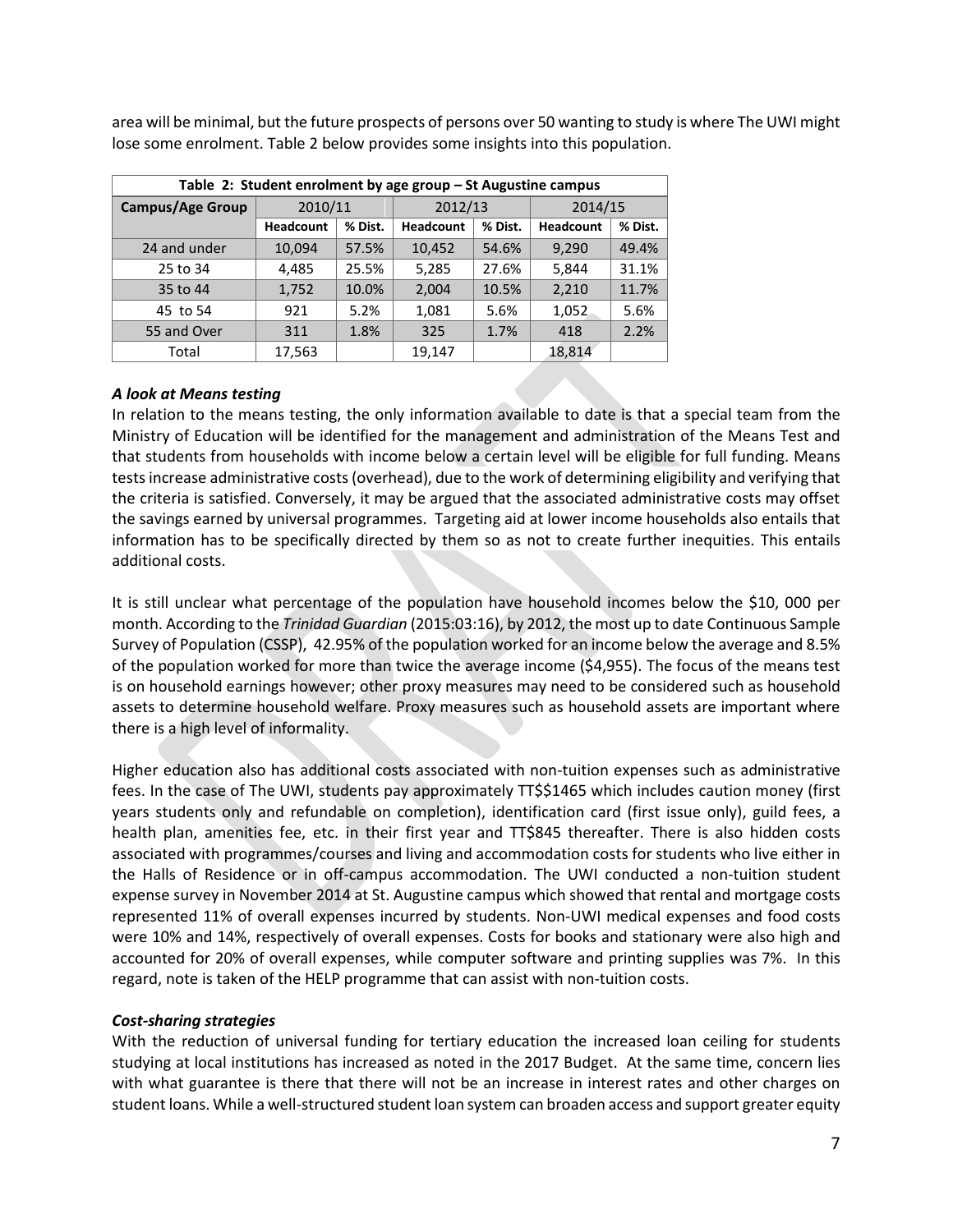area will be minimal, but the future prospects of persons over 50 wanting to study is where The UWI might lose some enrolment. Table 2 below provides some insights into this population.

| Table 2: Student enrolment by age group – St Augustine campus | | | | | | |
|---|---|---|---|---|---|---|
| **Campus/Age Group** | 2010/11 | | 2012/13 | | 2014/15 | |
| | **Headcount** | **% Dist.** | **Headcount** | **% Dist.** | **Headcount** | **% Dist.** |
| 24 and under | 10,094 | 57.5% | 10,452 | 54.6% | 9,290 | 49.4% |
| 25 to 34 | 4,485 | 25.5% | 5,285 | 27.6% | 5,844 | 31.1% |
| 35 to 44 | 1,752 | 10.0% | 2,004 | 10.5% | 2,210 | 11.7% |
| 45 to 54 | 921 | 5.2% | 1,081 | 5.6% | 1,052 | 5.6% |
| 55 and Over | 311 | 1.8% | 325 | 1.7% | 418 | 2.2% |
| Total | 17,563 | | 19,147 | | 18,814 | |

### *A look at Means testing*

In relation to the means testing, the only information available to date is that a special team from the Ministry of Education will be identified for the management and administration of the Means Test and that students from households with income below a certain level will be eligible for full funding. Means tests increase administrative costs (overhead), due to the work of determining eligibility and verifying that the criteria is satisfied. Conversely, it may be argued that the associated administrative costs may offset the savings earned by universal programmes. Targeting aid at lower income households also entails that information has to be specifically directed by them so as not to create further inequities. This entails additional costs.

It is still unclear what percentage of the population have household incomes below the $10, 000 per month. According to the *Trinidad Guardian* (2015:03:16), by 2012, the most up to date Continuous Sample Survey of Population (CSSP), 42.95% of the population worked for an income below the average and 8.5% of the population worked for more than twice the average income ($4,955). The focus of the means test is on household earnings however; other proxy measures may need to be considered such as household assets to determine household welfare. Proxy measures such as household assets are important where there is a high level of informality.

Higher education also has additional costs associated with non-tuition expenses such as administrative fees. In the case of The UWI, students pay approximately TT$$1465 which includes caution money (first years students only and refundable on completion), identification card (first issue only), guild fees, a health plan, amenities fee, etc. in their first year and TT$845 thereafter. There is also hidden costs associated with programmes/courses and living and accommodation costs for students who live either in the Halls of Residence or in off-campus accommodation. The UWI conducted a non-tuition student expense survey in November 2014 at St. Augustine campus which showed that rental and mortgage costs represented 11% of overall expenses incurred by students. Non-UWI medical expenses and food costs were 10% and 14%, respectively of overall expenses. Costs for books and stationary were also high and accounted for 20% of overall expenses, while computer software and printing supplies was 7%. In this regard, note is taken of the HELP programme that can assist with non-tuition costs.

### *Cost-sharing strategies*

With the reduction of universal funding for tertiary education the increased loan ceiling for students studying at local institutions has increased as noted in the 2017 Budget. At the same time, concern lies with what guarantee is there that there will not be an increase in interest rates and other charges on student loans. While a well-structured student loan system can broaden access and support greater equity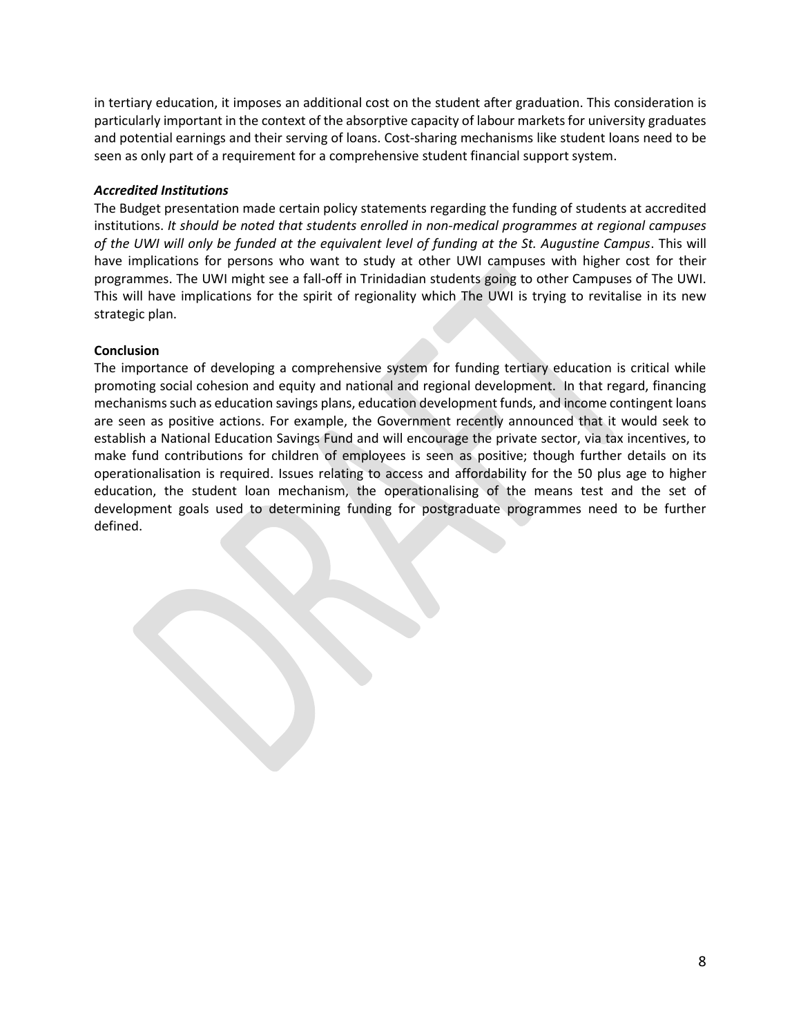in tertiary education, it imposes an additional cost on the student after graduation. This consideration is particularly important in the context of the absorptive capacity of labour markets for university graduates and potential earnings and their serving of loans. Cost-sharing mechanisms like student loans need to be seen as only part of a requirement for a comprehensive student financial support system.

***Accredited Institutions***

The Budget presentation made certain policy statements regarding the funding of students at accredited institutions. *It should be noted that students enrolled in non-medical programmes at regional campuses of the UWI will only be funded at the equivalent level of funding at the St. Augustine Campus*. This will have implications for persons who want to study at other UWI campuses with higher cost for their programmes. The UWI might see a fall-off in Trinidadian students going to other Campuses of The UWI. This will have implications for the spirit of regionality which The UWI is trying to revitalise in its new strategic plan.

**Conclusion**

The importance of developing a comprehensive system for funding tertiary education is critical while promoting social cohesion and equity and national and regional development. In that regard, financing mechanisms such as education savings plans, education development funds, and income contingent loans are seen as positive actions. For example, the Government recently announced that it would seek to establish a National Education Savings Fund and will encourage the private sector, via tax incentives, to make fund contributions for children of employees is seen as positive; though further details on its operationalisation is required. Issues relating to access and affordability for the 50 plus age to higher education, the student loan mechanism, the operationalising of the means test and the set of development goals used to determining funding for postgraduate programmes need to be further defined.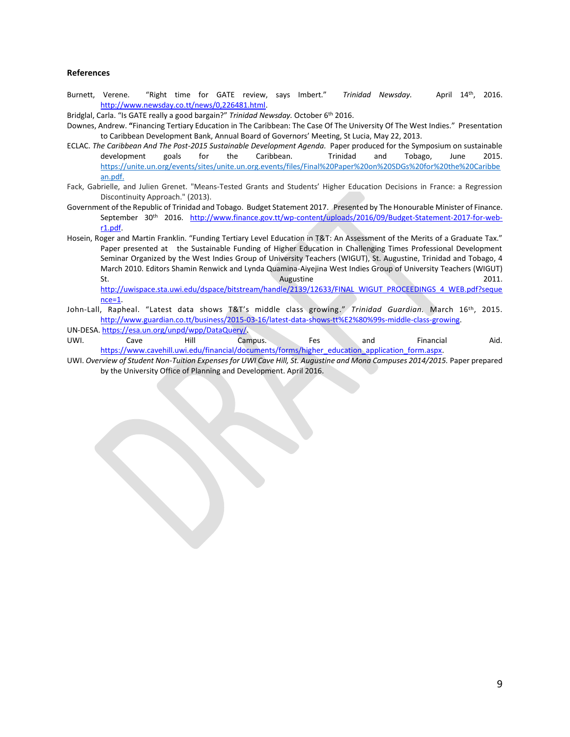**References**

Burnett, Verene. "Right time for GATE review, says Imbert." *Trinidad Newsday.* April 14th, 2016. http://www.newsday.co.tt/news/0,226481.html.

Bridglal, Carla. "Is GATE really a good bargain?" *Trinidad Newsday.* October 6th 2016.

Downes, Andrew. **"**Financing Tertiary Education in The Caribbean: The Case Of The University Of The West Indies." Presentation to Caribbean Development Bank, Annual Board of Governors' Meeting, St Lucia, May 22, 2013.

ECLAC. *The Caribbean And The Post-2015 Sustainable Development Agenda.* Paper produced for the Symposium on sustainable development goals for the Caribbean. Trinidad and Tobago, June 2015. https://unite.un.org/events/sites/unite.un.org.events/files/Final%20Paper%20on%20SDGs%20for%20the%20Caribbean.pdf.

Fack, Gabrielle, and Julien Grenet. "Means-Tested Grants and Students' Higher Education Decisions in France: a Regression Discontinuity Approach." (2013).

Government of the Republic of Trinidad and Tobago. Budget Statement 2017. Presented by The Honourable Minister of Finance. September 30th 2016. http://www.finance.gov.tt/wp-content/uploads/2016/09/Budget-Statement-2017-for-web-r1.pdf.

Hosein, Roger and Martin Franklin. "Funding Tertiary Level Education in T&T: An Assessment of the Merits of a Graduate Tax." Paper presented at the Sustainable Funding of Higher Education in Challenging Times Professional Development Seminar Organized by the West Indies Group of University Teachers (WIGUT), St. Augustine, Trinidad and Tobago, 4 March 2010. Editors Shamin Renwick and Lynda Quamina-Aiyejina West Indies Group of University Teachers (WIGUT) St. Augustine 2011. http://uwispace.sta.uwi.edu/dspace/bitstream/handle/2139/12633/FINAL_WIGUT_PROCEEDINGS_4_WEB.pdf?sequence=1.

John-Lall, Rapheal. "Latest data shows T&T's middle class growing." *Trinidad Guardian.* March 16th, 2015. http://www.guardian.co.tt/business/2015-03-16/latest-data-shows-tt%E2%80%99s-middle-class-growing.

UN-DESA. https://esa.un.org/unpd/wpp/DataQuery/.

UWI. Cave Hill Campus. Fes and Financial Aid. https://www.cavehill.uwi.edu/financial/documents/forms/higher_education_application_form.aspx.

UWI. *Overview of Student Non-Tuition Expenses for UWI Cave Hill, St. Augustine and Mona Campuses 2014/2015.* Paper prepared by the University Office of Planning and Development. April 2016.